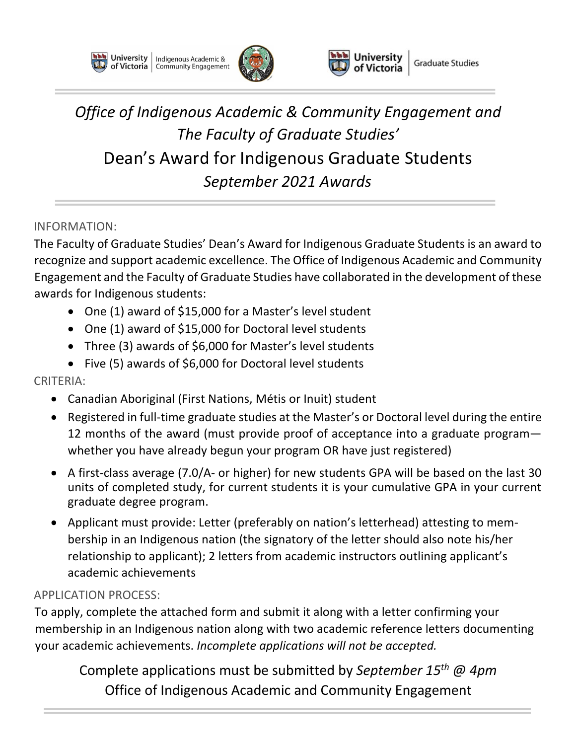*Office of Indigenous Academic & Community Engagement and The Faculty of Graduate Studies'*

# Dean's Award for Indigenous Graduate Students

*September 2021 Awards*

INFORMATION:

The Faculty of Graduate Studies' Dean's Award for Indigenous Graduate Students is an award to recognize and support academic excellence. The Office of Indigenous Academic and Community Engagement and the Faculty of Graduate Studies have collaborated in the development of these awards for Indigenous students:

- One (1) award of $15,000 for a Master's level student
- One (1) award of $15,000 for Doctoral level students
- Three (3) awards of $6,000 for Master's level students
- Five (5) awards of $6,000 for Doctoral level students

CRITERIA:

- Canadian Aboriginal (First Nations, Métis or Inuit) student
- Registered in full-time graduate studies at the Master's or Doctoral level during the entire 12 months of the award (must provide proof of acceptance into a graduate program—whether you have already begun your program OR have just registered)
- A first-class average (7.0/A- or higher) for new students GPA will be based on the last 30 units of completed study, for current students it is your cumulative GPA in your current graduate degree program.
- Applicant must provide: Letter (preferably on nation's letterhead) attesting to membership in an Indigenous nation (the signatory of the letter should also note his/her relationship to applicant); 2 letters from academic instructors outlining applicant's academic achievements

APPLICATION PROCESS:

To apply, complete the attached form and submit it along with a letter confirming your membership in an Indigenous nation along with two academic reference letters documenting your academic achievements. *Incomplete applications will not be accepted.*

Complete applications must be submitted by *September 15th @ 4pm*
Office of Indigenous Academic and Community Engagement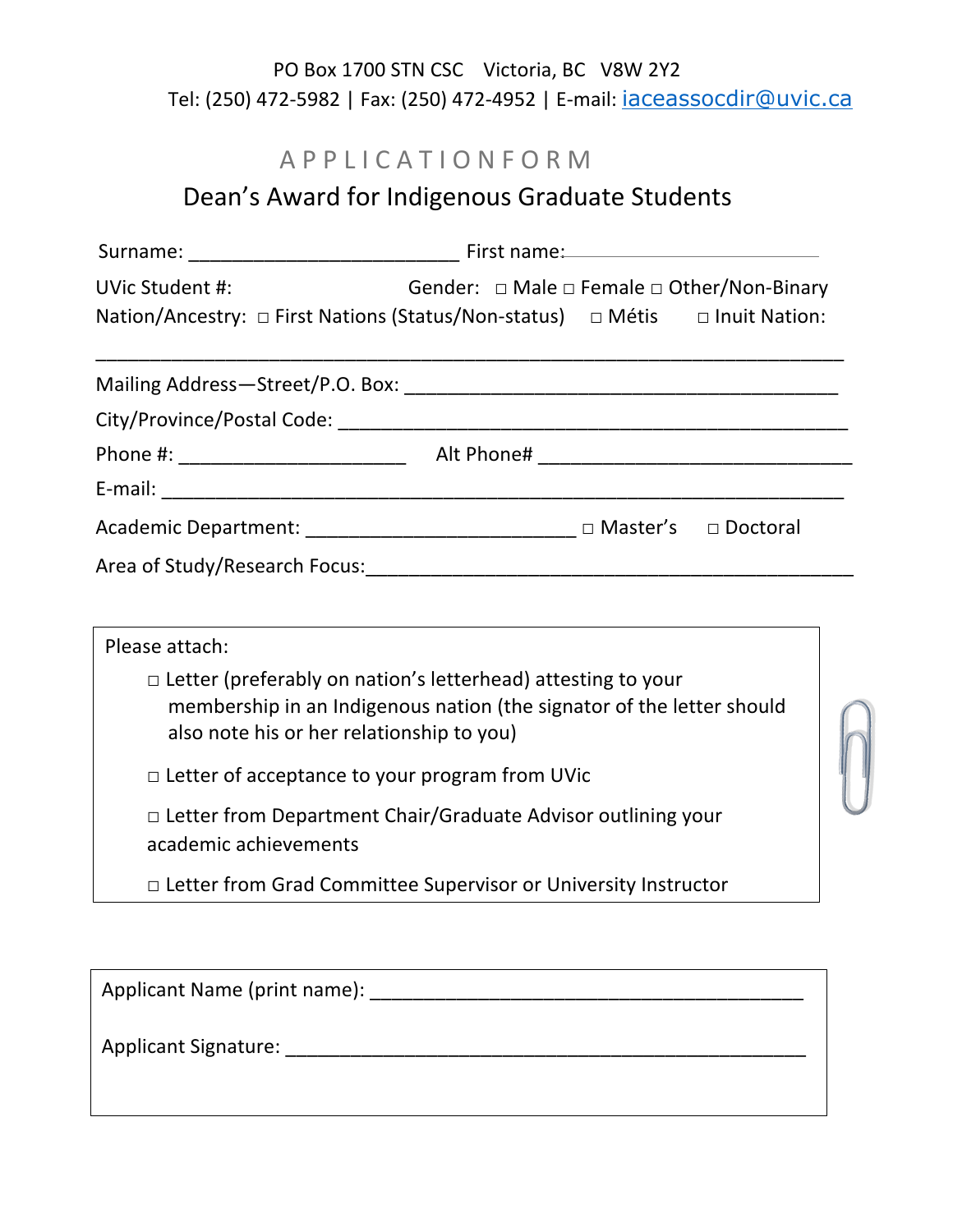PO Box 1700 STN CSC Victoria, BC V8W 2Y2

Tel: (250) 472-5982 | Fax: (250) 472-4952 | E-mail: iaceassocdir@uvic.ca

# A P P L I C A T I O N F O R M

## Dean's Award for Indigenous Graduate Students

Surname: __________________________ First name: __________________________

UVic Student #: Gender: □ Male □ Female □ Other/Non-Binary

Nation/Ancestry: □ First Nations (Status/Non-status) □ Métis □ Inuit Nation:

________________________________________________________________________

Mailing Address—Street/P.O. Box: __________________________________________

City/Province/Postal Code: _________________________________________________

Phone #: ______________________ Alt Phone# ______________________________

E-mail: _________________________________________________________________

Academic Department: __________________________ □ Master's □ Doctoral

Area of Study/Research Focus: ______________________________________________

Please attach:

- □ Letter (preferably on nation's letterhead) attesting to your membership in an Indigenous nation (the signator of the letter should also note his or her relationship to you)
- □ Letter of acceptance to your program from UVic
- □ Letter from Department Chair/Graduate Advisor outlining your academic achievements
- □ Letter from Grad Committee Supervisor or University Instructor

Applicant Name (print name): __________________________________________

Applicant Signature: _________________________________________________